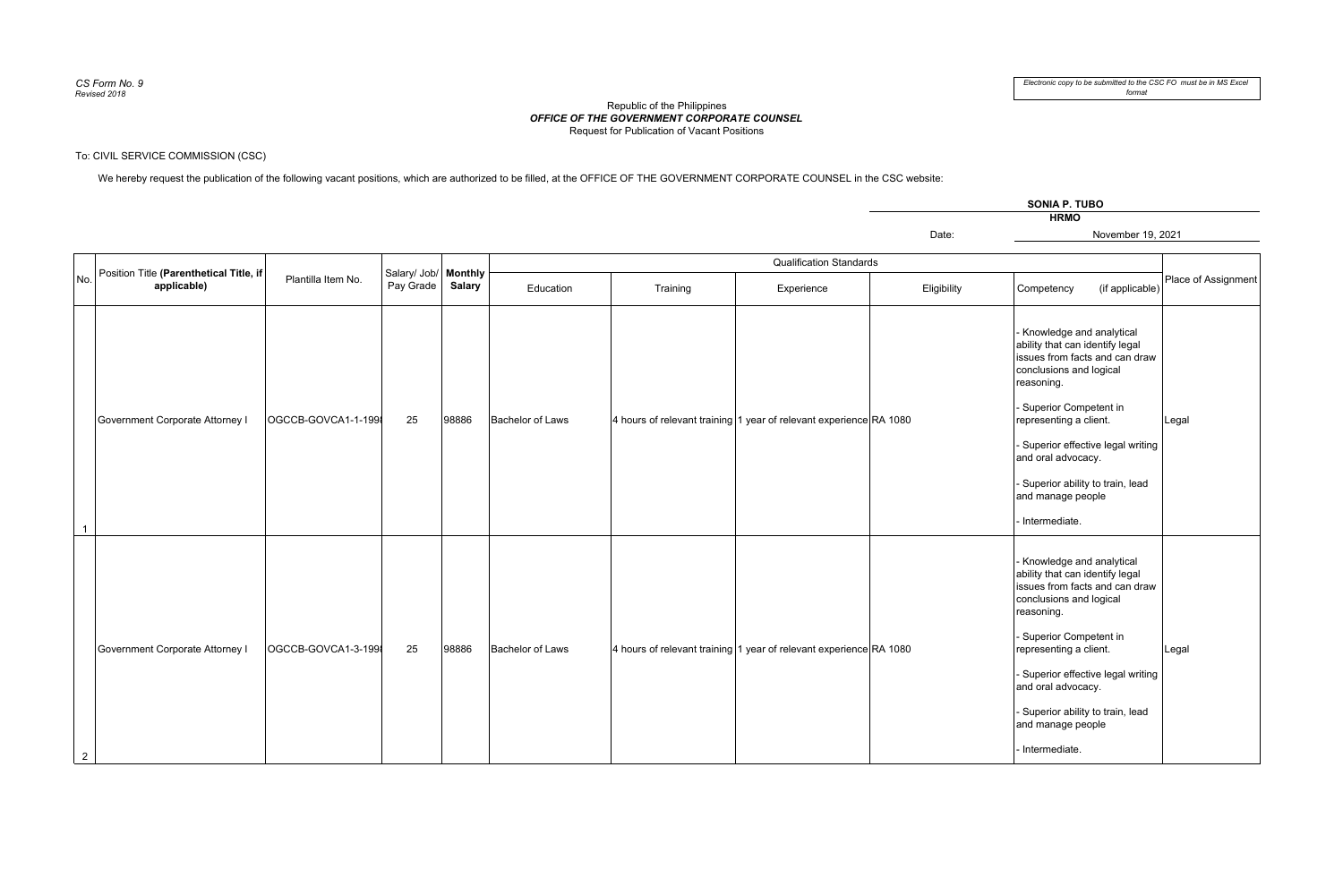*CS Form No. 9*
*Revised 2018*

*Electronic copy to be submitted to the CSC FO must be in MS Excel format*

Republic of the Philippines
***OFFICE OF THE GOVERNMENT CORPORATE COUNSEL***
Request for Publication of Vacant Positions

To: CIVIL SERVICE COMMISSION (CSC)

We hereby request the publication of the following vacant positions, which are authorized to be filled, at the OFFICE OF THE GOVERNMENT CORPORATE COUNSEL in the CSC website:

**SONIA P. TUBO**
**HRMO**

Date: November 19, 2021

| No. | Position Title **(Parenthetical Title, if applicable)** | Plantilla Item No. | Salary/ Job/ Pay Grade | **Monthly Salary** | Qualification Standards | | | | | Place of Assignment |
|---|---|---|---|---|---|---|---|---|---|---|
| | | | | | Education | Training | Experience | Eligibility | Competency (if applicable) | |
| 1 | Government Corporate Attorney I | OGCCB-GOVCA1-1-1998 | 25 | 98886 | Bachelor of Laws | 4 hours of relevant training | 1 year of relevant experience | RA 1080 | - Knowledge and analytical ability that can identify legal issues from facts and can draw conclusions and logical reasoning.<br>- Superior Competent in representing a client.<br>- Superior effective legal writing and oral advocacy.<br>- Superior ability to train, lead and manage people<br>- Intermediate. | Legal |
| 2 | Government Corporate Attorney I | OGCCB-GOVCA1-3-1998 | 25 | 98886 | Bachelor of Laws | 4 hours of relevant training | 1 year of relevant experience | RA 1080 | - Knowledge and analytical ability that can identify legal issues from facts and can draw conclusions and logical reasoning.<br>- Superior Competent in representing a client.<br>- Superior effective legal writing and oral advocacy.<br>- Superior ability to train, lead and manage people<br>- Intermediate. | Legal |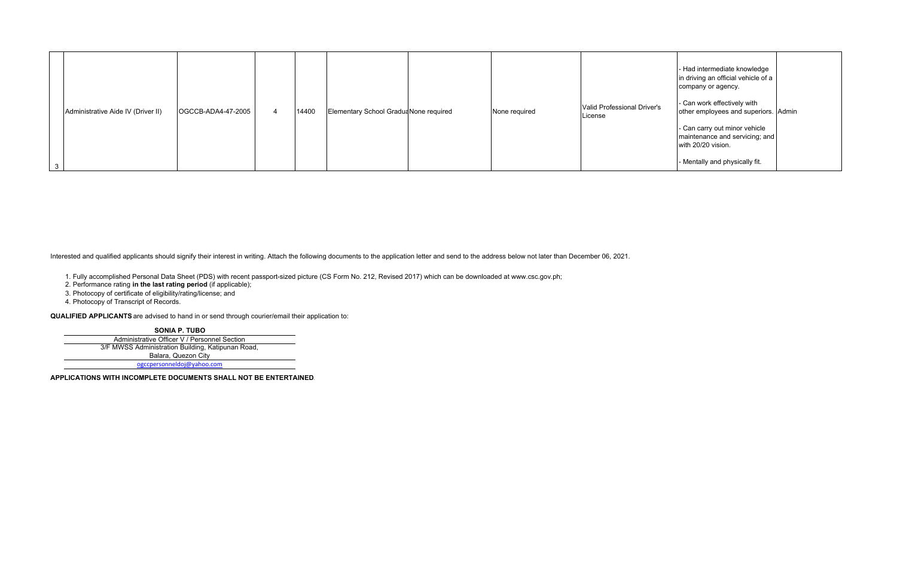| | | | | | | | | | | |
|---|---|---|---|---|---|---|---|---|---|---|
| 3 | Administrative Aide IV (Driver II) | OGCCB-ADA4-47-2005 | 4 | 14400 | Elementary School Gradua | None required | None required | Valid Professional Driver's License | - Had intermediate knowledge in driving an official vehicle of a company or agency.<br><br>- Can work effectively with other employees and superiors.<br><br>- Can carry out minor vehicle maintenance and servicing; and with 20/20 vision.<br><br>- Mentally and physically fit. | Admin |

Interested and qualified applicants should signify their interest in writing. Attach the following documents to the application letter and send to the address below not later than December 06, 2021.

1. Fully accomplished Personal Data Sheet (PDS) with recent passport-sized picture (CS Form No. 212, Revised 2017) which can be downloaded at www.csc.gov.ph;
2. Performance rating **in the last rating period** (if applicable);
3. Photocopy of certificate of eligibility/rating/license; and
4. Photocopy of Transcript of Records.

**QUALIFIED APPLICANTS** are advised to hand in or send through courier/email their application to:

**SONIA P. TUBO**
Administrative Officer V / Personnel Section
3/F MWSS Administration Building, Katipunan Road,
Balara, Quezon City
ogccpersonneldoj@yahoo.com

**APPLICATIONS WITH INCOMPLETE DOCUMENTS SHALL NOT BE ENTERTAINED**.